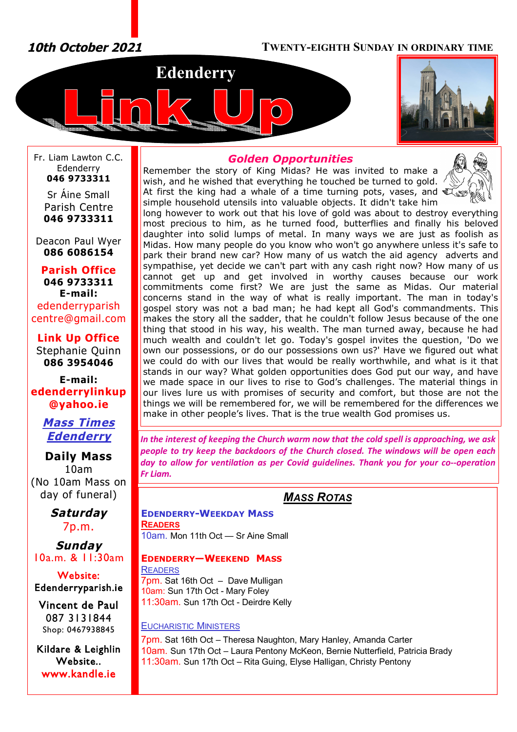10th October 2021

TWENTY-EIGHTH SUNDAY IN ORDINARY TIME

# Edenderry Link Up

Fr. Liam Lawton C.C.
Edenderry
**046 9733311**

Sr Áine Small
Parish Centre
**046 9733311**

Deacon Paul Wyer
**086 6086154**

**Parish Office**
**046 9733311**
**E-mail:**
edenderryparish centre@gmail.com

**Link Up Office**
Stephanie Quinn
**086 3954046**

**E-mail:**
**edenderrylinkup @yahoo.ie**

***Mass Times Edenderry***

**Daily Mass**
10am
(No 10am Mass on day of funeral)

***Saturday***
7p.m.

***Sunday***
10a.m. & 11:30am

**Website:**
Edenderryparish.ie

Vincent de Paul
087 3131844
Shop: 0467938845

Kildare & Leighlin
Website..
www.kandle.ie

## *Golden Opportunities*

Remember the story of King Midas? He was invited to make a wish, and he wished that everything he touched be turned to gold. At first the king had a whale of a time turning pots, vases, and simple household utensils into valuable objects. It didn't take him long however to work out that his love of gold was about to destroy everything most precious to him, as he turned food, butterflies and finally his beloved daughter into solid lumps of metal. In many ways we are just as foolish as Midas. How many people do you know who won't go anywhere unless it's safe to park their brand new car? How many of us watch the aid agency adverts and sympathise, yet decide we can't part with any cash right now? How many of us cannot get up and get involved in worthy causes because our work commitments come first? We are just the same as Midas. Our material concerns stand in the way of what is really important. The man in today's gospel story was not a bad man; he had kept all God's commandments. This makes the story all the sadder, that he couldn't follow Jesus because of the one thing that stood in his way, his wealth. The man turned away, because he had much wealth and couldn't let go. Today's gospel invites the question, 'Do we own our possessions, or do our possessions own us?' Have we figured out what we could do with our lives that would be really worthwhile, and what is it that stands in our way? What golden opportunities does God put our way, and have we made space in our lives to rise to God's challenges. The material things in our lives lure us with promises of security and comfort, but those are not the things we will be remembered for, we will be remembered for the differences we make in other people's lives. That is the true wealth God promises us.

***In the interest of keeping the Church warm now that the cold spell is approaching, we ask people to try keep the backdoors of the Church closed. The windows will be open each day to allow for ventilation as per Covid guidelines. Thank you for your co--operation Fr Liam.***

## *MASS ROTAS*

**EDENDERRY-WEEKDAY MASS**

**READERS**

10am. Mon 11th Oct — Sr Aine Small

**EDENDERRY—WEEKEND MASS**

READERS

7pm. Sat 16th Oct – Dave Mulligan
10am: Sun 17th Oct - Mary Foley
11:30am. Sun 17th Oct - Deirdre Kelly

EUCHARISTIC MINISTERS

7pm. Sat 16th Oct – Theresa Naughton, Mary Hanley, Amanda Carter
10am. Sun 17th Oct – Laura Pentony McKeon, Bernie Nutterfield, Patricia Brady
11:30am. Sun 17th Oct – Rita Guing, Elyse Halligan, Christy Pentony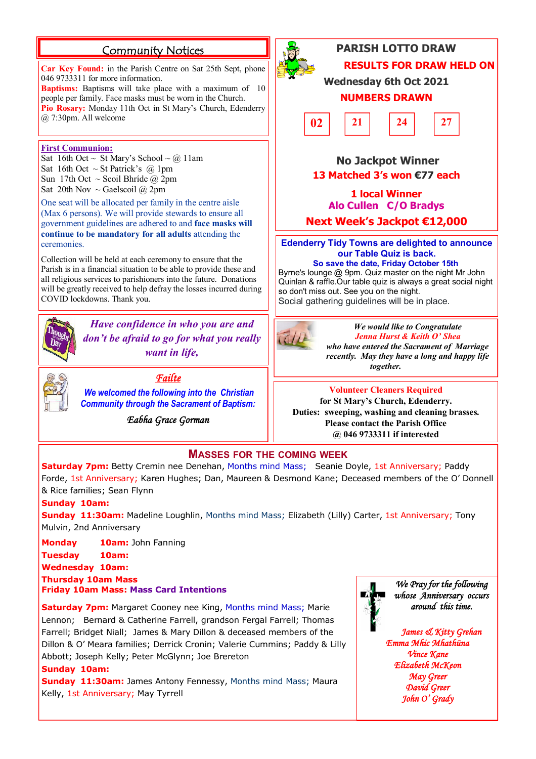## Community Notices

**Car Key Found:** in the Parish Centre on Sat 25th Sept, phone 046 9733311 for more information.
**Baptisms:** Baptisms will take place with a maximum of 10 people per family. Face masks must be worn in the Church.
**Pio Rosary:** Monday 11th Oct in St Mary's Church, Edenderry @ 7:30pm. All welcome

**First Communion:**
Sat 16th Oct ~ St Mary's School ~ @ 11am
Sat 16th Oct ~ St Patrick's @ 1pm
Sun 17th Oct ~ Scoil Bhríde @ 2pm
Sat 20th Nov ~ Gaelscoil @ 2pm

One seat will be allocated per family in the centre aisle (Max 6 persons). We will provide stewards to ensure all government guidelines are adhered to and **face masks will continue to be mandatory for all adults** attending the ceremonies.

Collection will be held at each ceremony to ensure that the Parish is in a financial situation to be able to provide these and all religious services to parishioners into the future. Donations will be greatly received to help defray the losses incurred during COVID lockdowns. Thank you.

*Have confidence in who you are and don't be afraid to go for what you really want in life,*

**Failte**

*We welcomed the following into the Christian Community through the Sacrament of Baptism:*

*Eabha Grace Gorman*

## PARISH LOTTO DRAW

**RESULTS FOR DRAW HELD ON**
**Wednesday 6th Oct 2021**
**NUMBERS DRAWN**

**02 21 24 27**

**No Jackpot Winner**
**13 Matched 3's won €77 each**

**1 local Winner**
**Alo Cullen C/O Bradys**

**Next Week's Jackpot €12,000**

**Edenderry Tidy Towns are delighted to announce our Table Quiz is back.**
**So save the date, Friday October 15th**
Byrne's lounge @ 9pm. Quiz master on the night Mr John Quinlan & raffle.Our table quiz is always a great social night so don't miss out. See you on the night.
Social gathering guidelines will be in place.

*We would like to Congratulate*
*Jenna Hurst & Keith O' Shea*
*who have entered the Sacrament of Marriage recently. May they have a long and happy life together.*

**Volunteer Cleaners Required**
**for St Mary's Church, Edenderry.**
**Duties: sweeping, washing and cleaning brasses.**
**Please contact the Parish Office**
**@ 046 9733311 if interested**

## MASSES FOR THE COMING WEEK

**Saturday 7pm:** Betty Cremin nee Denehan, Months mind Mass; Seanie Doyle, 1st Anniversary; Paddy Forde, 1st Anniversary; Karen Hughes; Dan, Maureen & Desmond Kane; Deceased members of the O' Donnell & Rice families; Sean Flynn
**Sunday 10am:**
**Sunday 11:30am:** Madeline Loughlin, Months mind Mass; Elizabeth (Lilly) Carter, 1st Anniversary; Tony Mulvin, 2nd Anniversary

**Monday 10am:** John Fanning
**Tuesday 10am:**
**Wednesday 10am:**
**Thursday 10am Mass**
**Friday 10am Mass: Mass Card Intentions**

**Saturday 7pm:** Margaret Cooney nee King, Months mind Mass; Marie Lennon; Bernard & Catherine Farrell, grandson Fergal Farrell; Thomas Farrell; Bridget Niall; James & Mary Dillon & deceased members of the Dillon & O' Meara families; Derrick Cronin; Valerie Cummins; Paddy & Lilly Abbott; Joseph Kelly; Peter McGlynn; Joe Brereton
**Sunday 10am:**
**Sunday 11:30am:** James Antony Fennessy, Months mind Mass; Maura Kelly, 1st Anniversary; May Tyrrell

*We Pray for the following whose Anniversary occurs around this time.*

*James & Kitty Grehan*
*Emma Mhic Mhathúna*
*Vince Kane*
*Elizabeth McKeon*
*May Greer*
*David Greer*
*John O' Grady*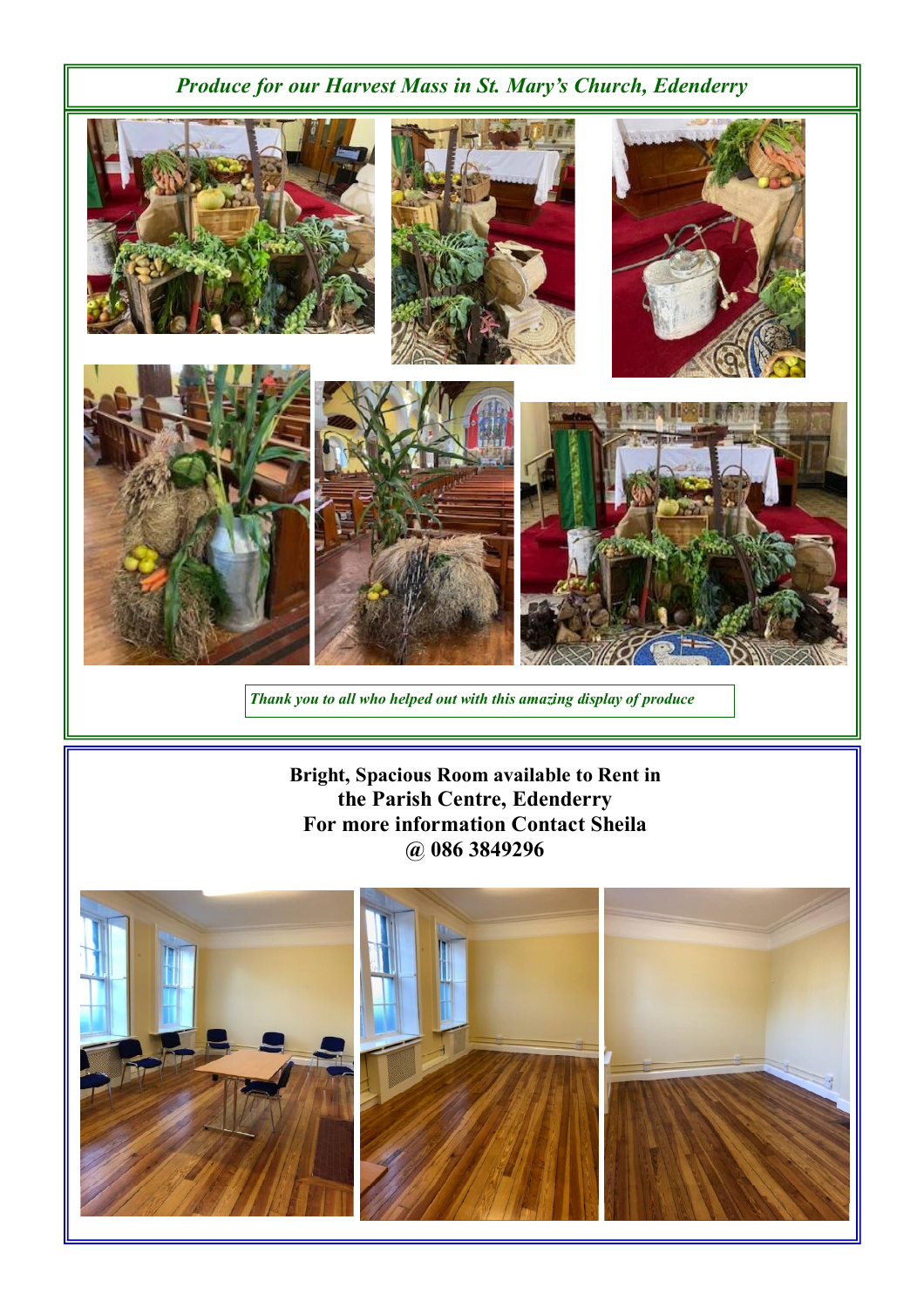*Produce for our Harvest Mass in St. Mary's Church, Edenderry*

*Thank you to all who helped out with this amazing display of produce*

**Bright, Spacious Room available to Rent in the Parish Centre, Edenderry**
**For more information Contact Sheila @ 086 3849296**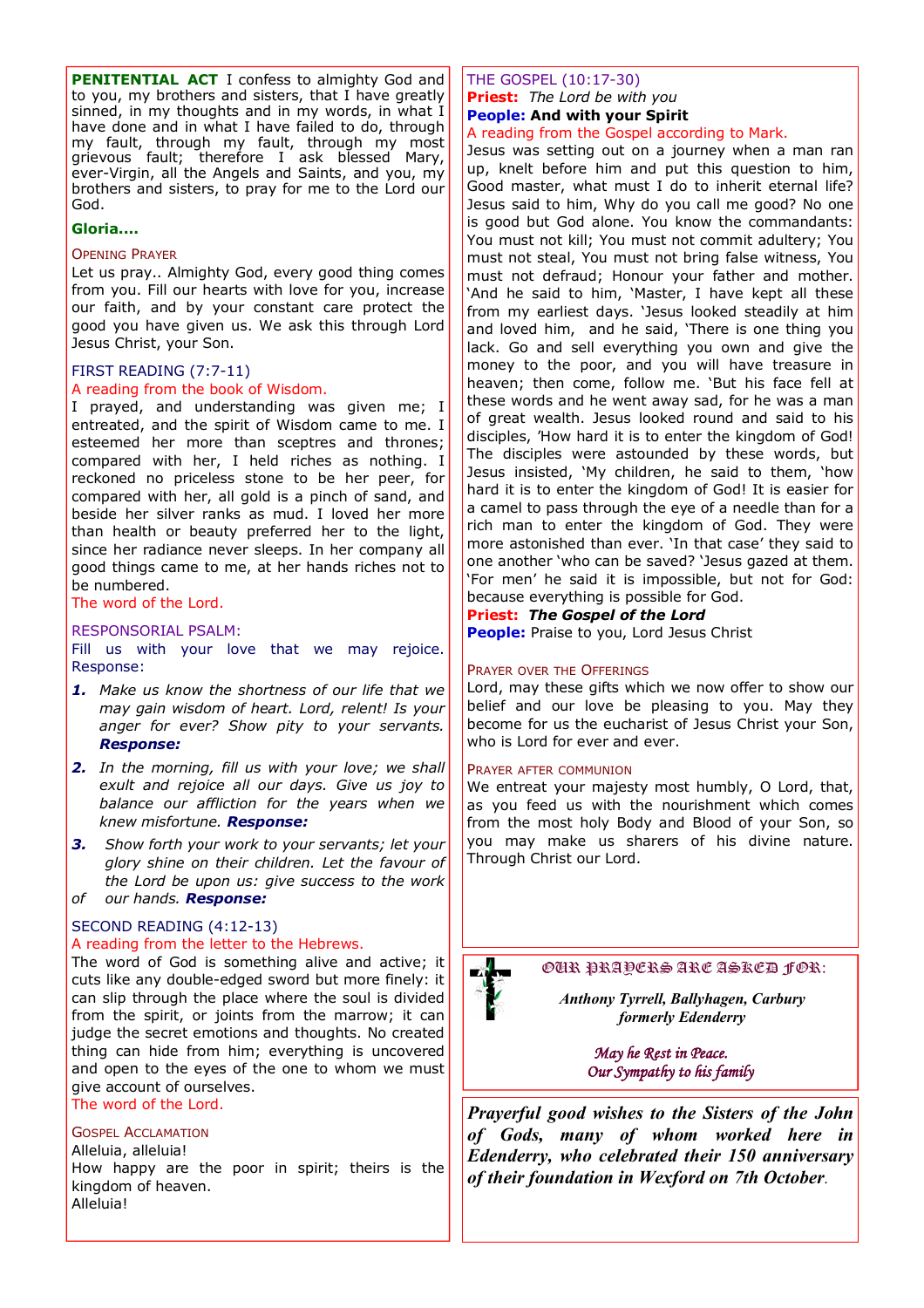**PENITENTIAL ACT** I confess to almighty God and to you, my brothers and sisters, that I have greatly sinned, in my thoughts and in my words, in what I have done and in what I have failed to do, through my fault, through my fault, through my most grievous fault; therefore I ask blessed Mary, ever-Virgin, all the Angels and Saints, and you, my brothers and sisters, to pray for me to the Lord our God.

**Gloria....**

### OPENING PRAYER

Let us pray.. Almighty God, every good thing comes from you. Fill our hearts with love for you, increase our faith, and by your constant care protect the good you have given us. We ask this through Lord Jesus Christ, your Son.

### FIRST READING (7:7-11)

A reading from the book of Wisdom.

I prayed, and understanding was given me; I entreated, and the spirit of Wisdom came to me. I esteemed her more than sceptres and thrones; compared with her, I held riches as nothing. I reckoned no priceless stone to be her peer, for compared with her, all gold is a pinch of sand, and beside her silver ranks as mud. I loved her more than health or beauty preferred her to the light, since her radiance never sleeps. In her company all good things came to me, at her hands riches not to be numbered.

The word of the Lord.

### RESPONSORIAL PSALM:

Fill us with your love that we may rejoice. Response:

1. *Make us know the shortness of our life that we may gain wisdom of heart. Lord, relent! Is your anger for ever? Show pity to your servants.* ***Response:***
2. *In the morning, fill us with your love; we shall exult and rejoice all our days. Give us joy to balance our affliction for the years when we knew misfortune.* ***Response:***
3. *Show forth your work to your servants; let your glory shine on their children. Let the favour of the Lord be upon us: give success to the work of our hands.* ***Response:***

### SECOND READING (4:12-13)

A reading from the letter to the Hebrews.

The word of God is something alive and active; it cuts like any double-edged sword but more finely: it can slip through the place where the soul is divided from the spirit, or joints from the marrow; it can judge the secret emotions and thoughts. No created thing can hide from him; everything is uncovered and open to the eyes of the one to whom we must give account of ourselves.

The word of the Lord.

### GOSPEL ACCLAMATION

Alleluia, alleluia!
How happy are the poor in spirit; theirs is the kingdom of heaven.
Alleluia!

### THE GOSPEL (10:17-30)

**Priest:** *The Lord be with you*
**People: And with your Spirit**

A reading from the Gospel according to Mark.

Jesus was setting out on a journey when a man ran up, knelt before him and put this question to him, Good master, what must I do to inherit eternal life? Jesus said to him, Why do you call me good? No one is good but God alone. You know the commandants: You must not kill; You must not commit adultery; You must not steal, You must not bring false witness, You must not defraud; Honour your father and mother. 'And he said to him, 'Master, I have kept all these from my earliest days. 'Jesus looked steadily at him and loved him, and he said, 'There is one thing you lack. Go and sell everything you own and give the money to the poor, and you will have treasure in heaven; then come, follow me. 'But his face fell at these words and he went away sad, for he was a man of great wealth. Jesus looked round and said to his disciples, 'How hard it is to enter the kingdom of God! The disciples were astounded by these words, but Jesus insisted, 'My children, he said to them, 'how hard it is to enter the kingdom of God! It is easier for a camel to pass through the eye of a needle than for a rich man to enter the kingdom of God. They were more astonished than ever. 'In that case' they said to one another 'who can be saved? 'Jesus gazed at them. 'For men' he said it is impossible, but not for God: because everything is possible for God.

**Priest:** ***The Gospel of the Lord***
**People:** Praise to you, Lord Jesus Christ

### PRAYER OVER THE OFFERINGS

Lord, may these gifts which we now offer to show our belief and our love be pleasing to you. May they become for us the eucharist of Jesus Christ your Son, who is Lord for ever and ever.

### PRAYER AFTER COMMUNION

We entreat your majesty most humbly, O Lord, that, as you feed us with the nourishment which comes from the most holy Body and Blood of your Son, so you may make us sharers of his divine nature. Through Christ our Lord.

---

**OUR PRAYERS ARE ASKED FOR:**

***Anthony Tyrrell, Ballyhagen, Carbury formerly Edenderry***

*May he Rest in Peace.*
*Our Sympathy to his family*

---

***Prayerful good wishes to the Sisters of the John of Gods, many of whom worked here in Edenderry, who celebrated their 150 anniversary of their foundation in Wexford on 7th October.***